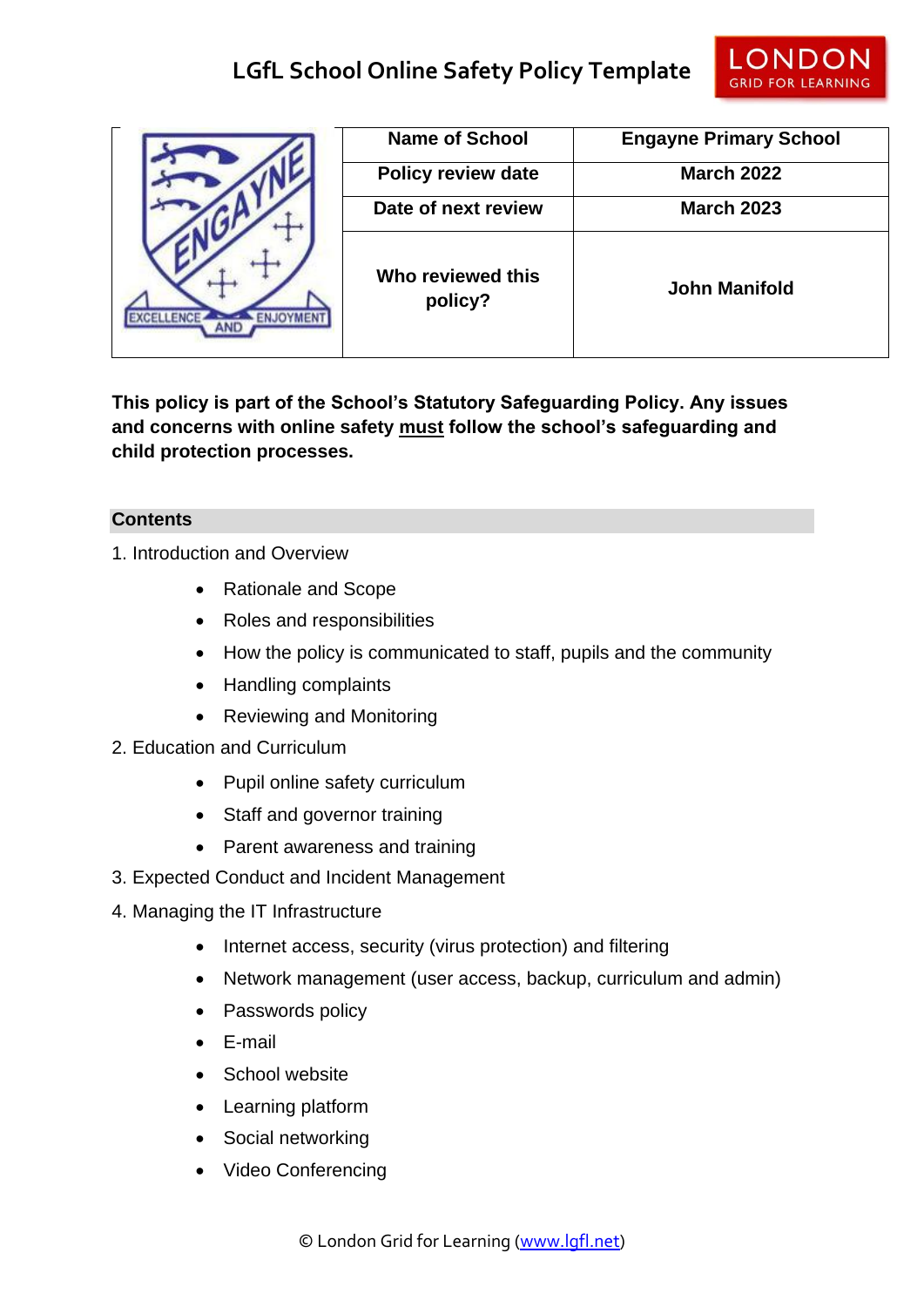# LGfL School Online Safety Policy Template

| Name of School | Engayne Primary School |
|---|---|
| Policy review date | March 2022 |
| Date of next review | March 2023 |
| Who reviewed this policy? | John Manifold |

**This policy is part of the School's Statutory Safeguarding Policy. Any issues and concerns with online safety must follow the school's safeguarding and child protection processes.**

## Contents

1. Introduction and Overview
   - Rationale and Scope
   - Roles and responsibilities
   - How the policy is communicated to staff, pupils and the community
   - Handling complaints
   - Reviewing and Monitoring
2. Education and Curriculum
   - Pupil online safety curriculum
   - Staff and governor training
   - Parent awareness and training
3. Expected Conduct and Incident Management
4. Managing the IT Infrastructure
   - Internet access, security (virus protection) and filtering
   - Network management (user access, backup, curriculum and admin)
   - Passwords policy
   - E-mail
   - School website
   - Learning platform
   - Social networking
   - Video Conferencing

© London Grid for Learning (www.lgfl.net)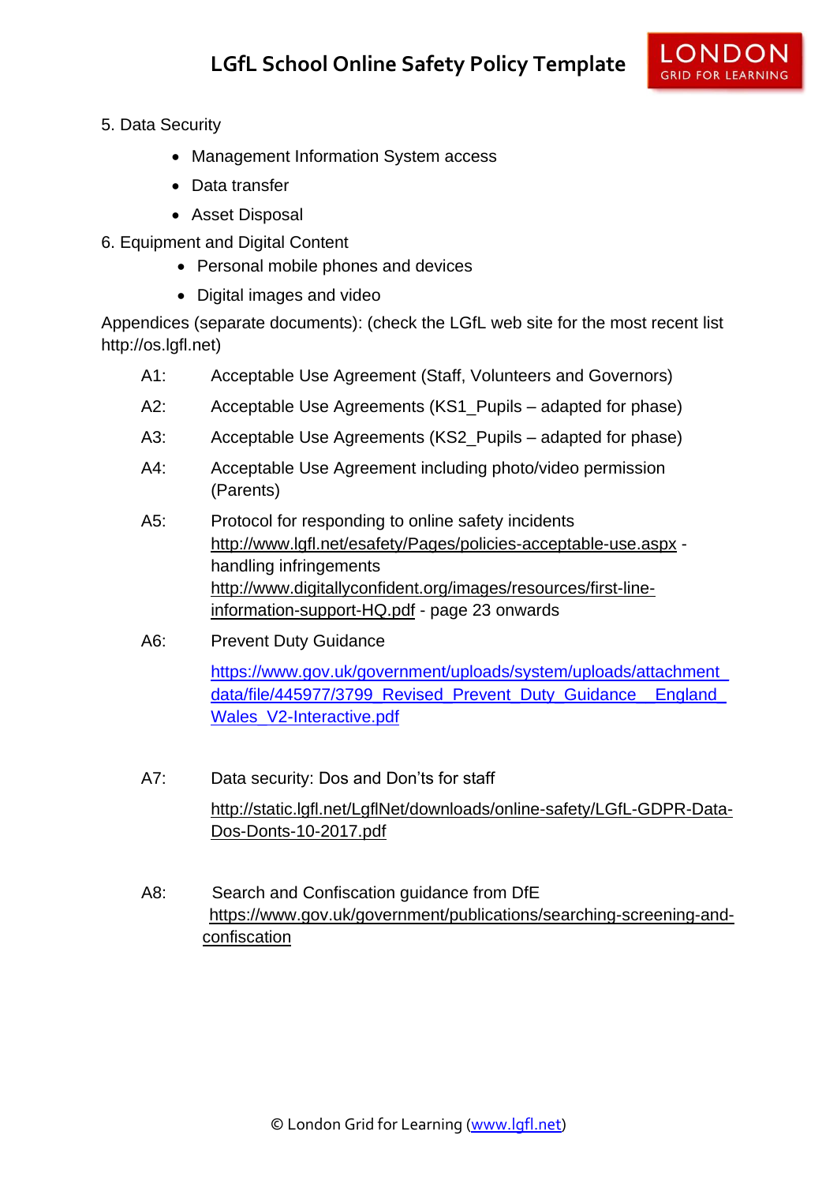5. Data Security
    - Management Information System access
    - Data transfer
    - Asset Disposal
6. Equipment and Digital Content
    - Personal mobile phones and devices
    - Digital images and video

Appendices (separate documents): (check the LGfL web site for the most recent list http://os.lgfl.net)

A1: Acceptable Use Agreement (Staff, Volunteers and Governors)

A2: Acceptable Use Agreements (KS1_Pupils – adapted for phase)

A3: Acceptable Use Agreements (KS2_Pupils – adapted for phase)

A4: Acceptable Use Agreement including photo/video permission (Parents)

A5: Protocol for responding to online safety incidents http://www.lgfl.net/esafety/Pages/policies-acceptable-use.aspx - handling infringements http://www.digitallyconfident.org/images/resources/first-line-information-support-HQ.pdf - page 23 onwards

A6: Prevent Duty Guidance

https://www.gov.uk/government/uploads/system/uploads/attachment_data/file/445977/3799_Revised_Prevent_Duty_Guidance__England_Wales_V2-Interactive.pdf

A7: Data security: Dos and Don'ts for staff

http://static.lgfl.net/LgflNet/downloads/online-safety/LGfL-GDPR-Data-Dos-Donts-10-2017.pdf

A8: Search and Confiscation guidance from DfE https://www.gov.uk/government/publications/searching-screening-and-confiscation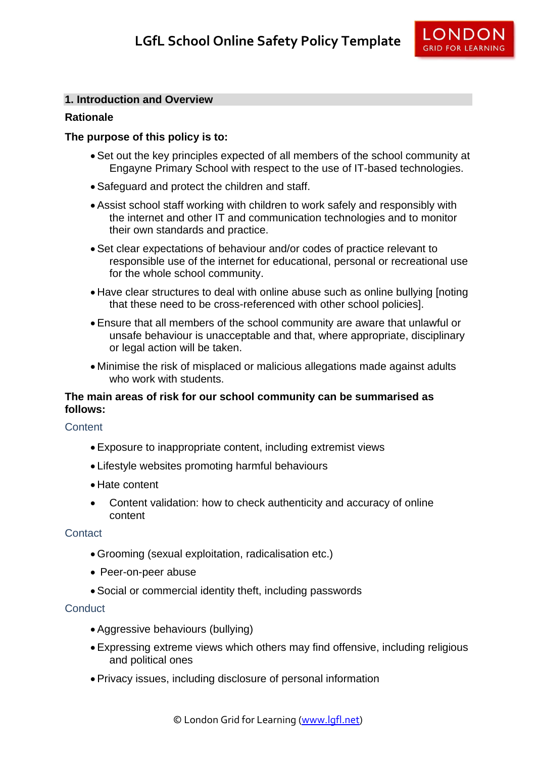## 1. Introduction and Overview

**Rationale**

**The purpose of this policy is to:**

- Set out the key principles expected of all members of the school community at Engayne Primary School with respect to the use of IT-based technologies.
- Safeguard and protect the children and staff.
- Assist school staff working with children to work safely and responsibly with the internet and other IT and communication technologies and to monitor their own standards and practice.
- Set clear expectations of behaviour and/or codes of practice relevant to responsible use of the internet for educational, personal or recreational use for the whole school community.
- Have clear structures to deal with online abuse such as online bullying [noting that these need to be cross-referenced with other school policies].
- Ensure that all members of the school community are aware that unlawful or unsafe behaviour is unacceptable and that, where appropriate, disciplinary or legal action will be taken.
- Minimise the risk of misplaced or malicious allegations made against adults who work with students.

**The main areas of risk for our school community can be summarised as follows:**

### Content

- Exposure to inappropriate content, including extremist views
- Lifestyle websites promoting harmful behaviours
- Hate content
- Content validation: how to check authenticity and accuracy of online content

### Contact

- Grooming (sexual exploitation, radicalisation etc.)
- Peer-on-peer abuse
- Social or commercial identity theft, including passwords

### Conduct

- Aggressive behaviours (bullying)
- Expressing extreme views which others may find offensive, including religious and political ones
- Privacy issues, including disclosure of personal information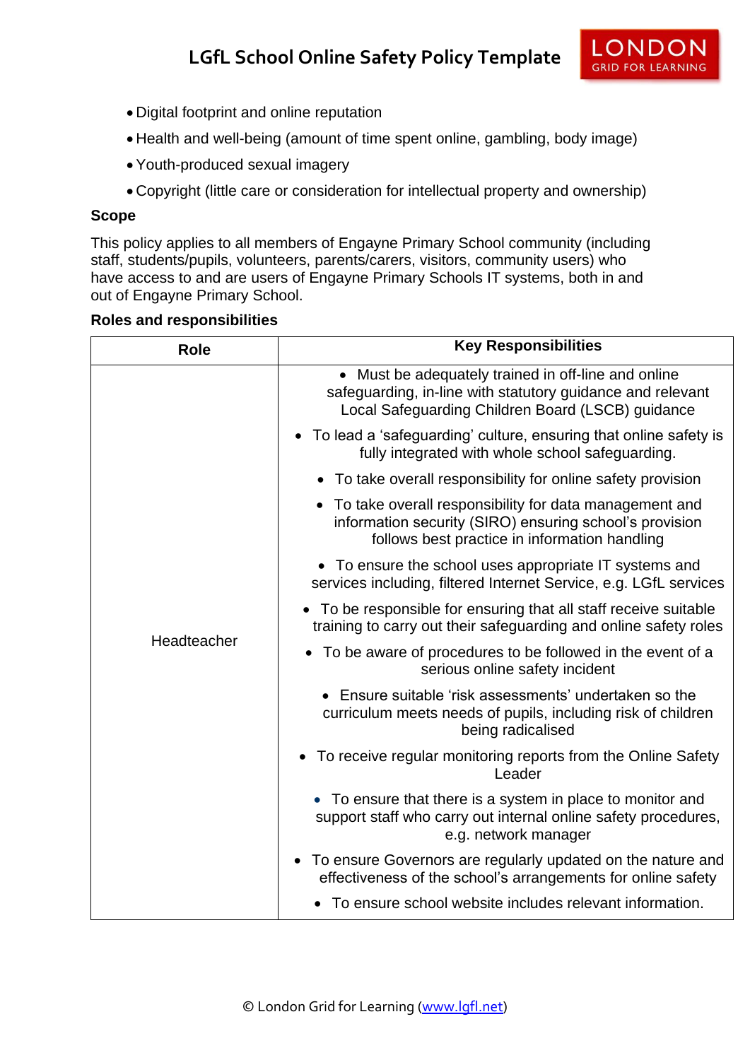- Digital footprint and online reputation
- Health and well-being (amount of time spent online, gambling, body image)
- Youth-produced sexual imagery
- Copyright (little care or consideration for intellectual property and ownership)

**Scope**

This policy applies to all members of Engayne Primary School community (including staff, students/pupils, volunteers, parents/carers, visitors, community users) who have access to and are users of Engayne Primary Schools IT systems, both in and out of Engayne Primary School.

**Roles and responsibilities**

| Role | Key Responsibilities |
|---|---|
| Headteacher | • Must be adequately trained in off-line and online safeguarding, in-line with statutory guidance and relevant Local Safeguarding Children Board (LSCB) guidance<br>• To lead a 'safeguarding' culture, ensuring that online safety is fully integrated with whole school safeguarding.<br>• To take overall responsibility for online safety provision<br>• To take overall responsibility for data management and information security (SIRO) ensuring school's provision follows best practice in information handling<br>• To ensure the school uses appropriate IT systems and services including, filtered Internet Service, e.g. LGfL services<br>• To be responsible for ensuring that all staff receive suitable training to carry out their safeguarding and online safety roles<br>• To be aware of procedures to be followed in the event of a serious online safety incident<br>• Ensure suitable 'risk assessments' undertaken so the curriculum meets needs of pupils, including risk of children being radicalised<br>• To receive regular monitoring reports from the Online Safety Leader<br>• To ensure that there is a system in place to monitor and support staff who carry out internal online safety procedures, e.g. network manager<br>• To ensure Governors are regularly updated on the nature and effectiveness of the school's arrangements for online safety<br>• To ensure school website includes relevant information. |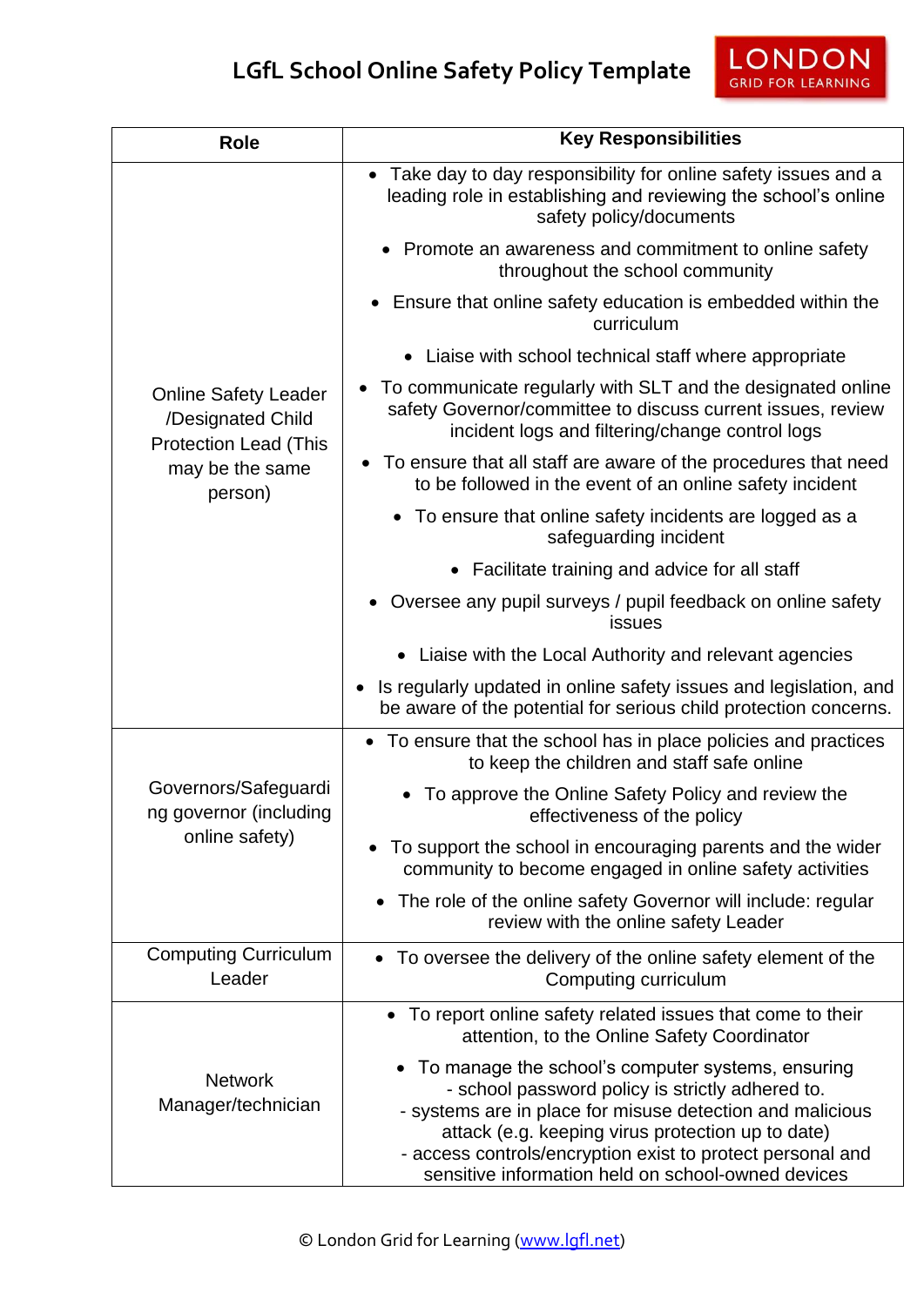| Role | Key Responsibilities |
| --- | --- |
| Online Safety Leader /Designated Child Protection Lead (This may be the same person) | • Take day to day responsibility for online safety issues and a leading role in establishing and reviewing the school's online safety policy/documents<br>• Promote an awareness and commitment to online safety throughout the school community<br>• Ensure that online safety education is embedded within the curriculum<br>• Liaise with school technical staff where appropriate<br>• To communicate regularly with SLT and the designated online safety Governor/committee to discuss current issues, review incident logs and filtering/change control logs<br>• To ensure that all staff are aware of the procedures that need to be followed in the event of an online safety incident<br>• To ensure that online safety incidents are logged as a safeguarding incident<br>• Facilitate training and advice for all staff<br>• Oversee any pupil surveys / pupil feedback on online safety issues<br>• Liaise with the Local Authority and relevant agencies<br>• Is regularly updated in online safety issues and legislation, and be aware of the potential for serious child protection concerns. |
| Governors/Safeguarding governor (including online safety) | • To ensure that the school has in place policies and practices to keep the children and staff safe online<br>• To approve the Online Safety Policy and review the effectiveness of the policy<br>• To support the school in encouraging parents and the wider community to become engaged in online safety activities<br>• The role of the online safety Governor will include: regular review with the online safety Leader |
| Computing Curriculum Leader | • To oversee the delivery of the online safety element of the Computing curriculum |
| Network Manager/technician | • To report online safety related issues that come to their attention, to the Online Safety Coordinator<br>• To manage the school's computer systems, ensuring<br>- school password policy is strictly adhered to.<br>- systems are in place for misuse detection and malicious attack (e.g. keeping virus protection up to date)<br>- access controls/encryption exist to protect personal and sensitive information held on school-owned devices |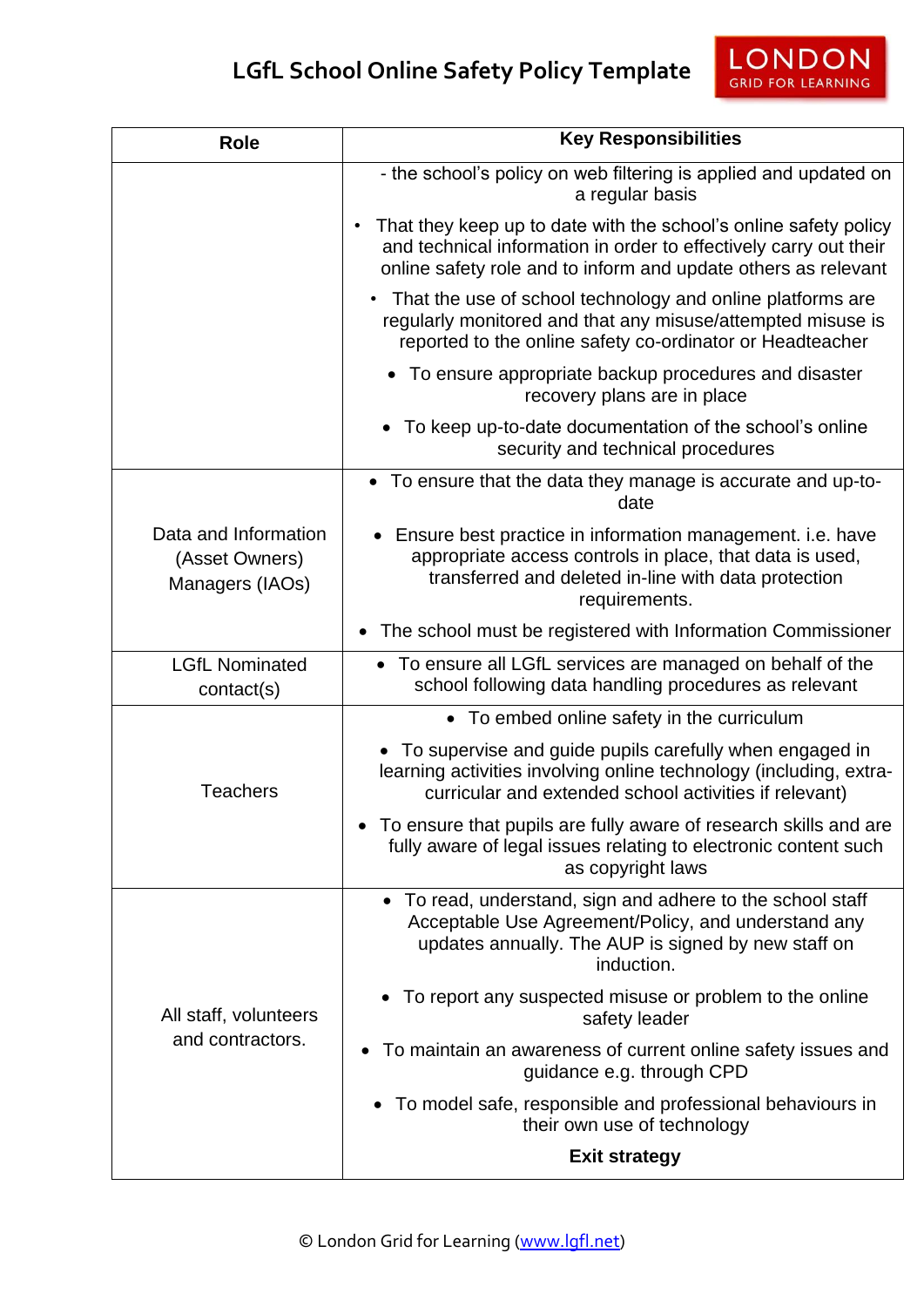| Role | Key Responsibilities |
|---|---|
| | - the school's policy on web filtering is applied and updated on a regular basis<br>• That they keep up to date with the school's online safety policy and technical information in order to effectively carry out their online safety role and to inform and update others as relevant<br>• That the use of school technology and online platforms are regularly monitored and that any misuse/attempted misuse is reported to the online safety co-ordinator or Headteacher<br>• To ensure appropriate backup procedures and disaster recovery plans are in place<br>• To keep up-to-date documentation of the school's online security and technical procedures |
| Data and Information (Asset Owners) Managers (IAOs) | • To ensure that the data they manage is accurate and up-to-date<br>• Ensure best practice in information management. i.e. have appropriate access controls in place, that data is used, transferred and deleted in-line with data protection requirements.<br>• The school must be registered with Information Commissioner |
| LGfL Nominated contact(s) | • To ensure all LGfL services are managed on behalf of the school following data handling procedures as relevant |
| Teachers | • To embed online safety in the curriculum<br>• To supervise and guide pupils carefully when engaged in learning activities involving online technology (including, extra-curricular and extended school activities if relevant)<br>• To ensure that pupils are fully aware of research skills and are fully aware of legal issues relating to electronic content such as copyright laws |
| All staff, volunteers and contractors. | • To read, understand, sign and adhere to the school staff Acceptable Use Agreement/Policy, and understand any updates annually. The AUP is signed by new staff on induction.<br>• To report any suspected misuse or problem to the online safety leader<br>• To maintain an awareness of current online safety issues and guidance e.g. through CPD<br>• To model safe, responsible and professional behaviours in their own use of technology<br>**Exit strategy** |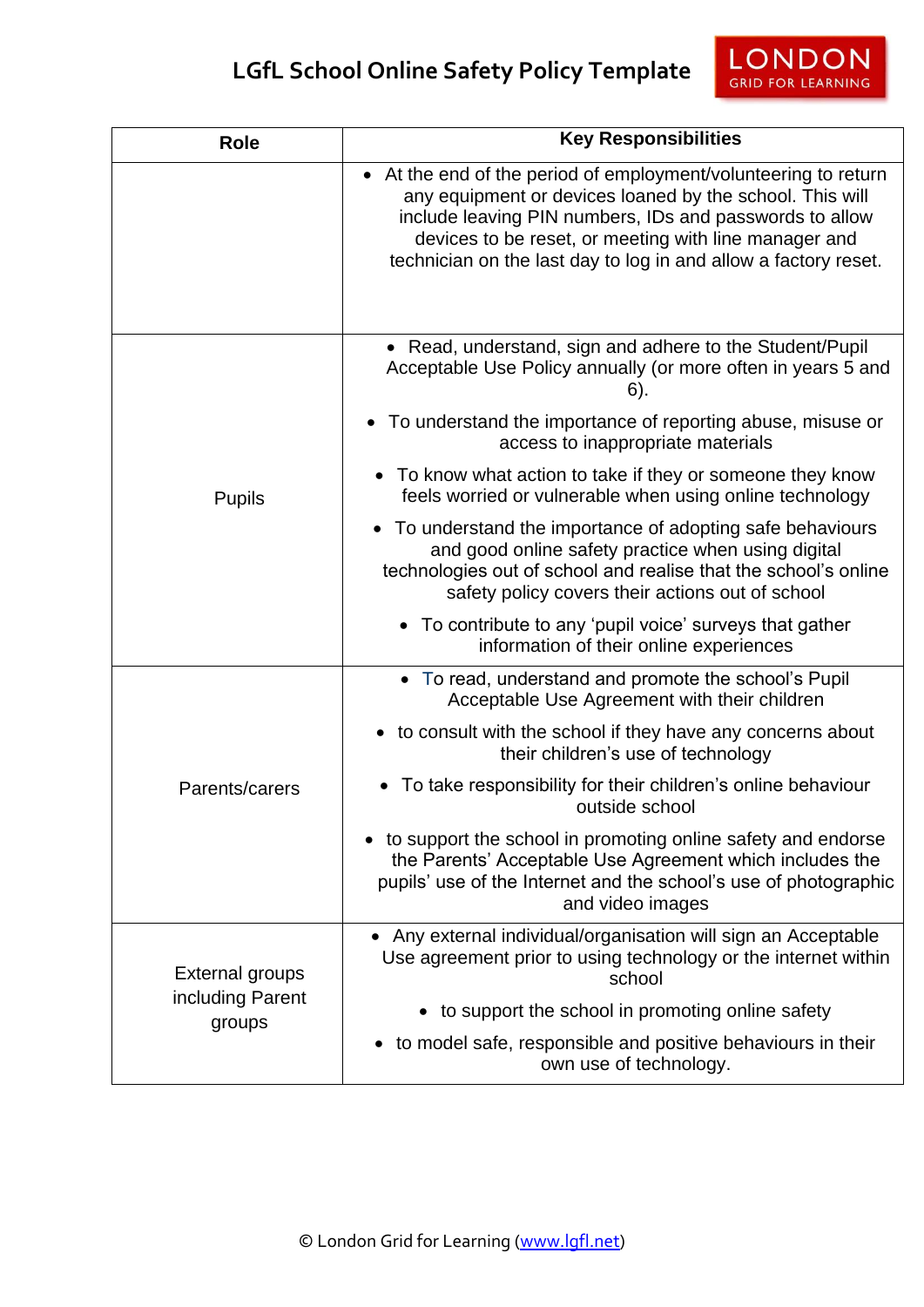| Role | Key Responsibilities |
|---|---|
| | • At the end of the period of employment/volunteering to return any equipment or devices loaned by the school. This will include leaving PIN numbers, IDs and passwords to allow devices to be reset, or meeting with line manager and technician on the last day to log in and allow a factory reset. |
| Pupils | • Read, understand, sign and adhere to the Student/Pupil Acceptable Use Policy annually (or more often in years 5 and 6).<br>• To understand the importance of reporting abuse, misuse or access to inappropriate materials<br>• To know what action to take if they or someone they know feels worried or vulnerable when using online technology<br>• To understand the importance of adopting safe behaviours and good online safety practice when using digital technologies out of school and realise that the school's online safety policy covers their actions out of school<br>• To contribute to any 'pupil voice' surveys that gather information of their online experiences |
| Parents/carers | • To read, understand and promote the school's Pupil Acceptable Use Agreement with their children<br>• to consult with the school if they have any concerns about their children's use of technology<br>• To take responsibility for their children's online behaviour outside school<br>• to support the school in promoting online safety and endorse the Parents' Acceptable Use Agreement which includes the pupils' use of the Internet and the school's use of photographic and video images |
| External groups including Parent groups | • Any external individual/organisation will sign an Acceptable Use agreement prior to using technology or the internet within school<br>• to support the school in promoting online safety<br>• to model safe, responsible and positive behaviours in their own use of technology. |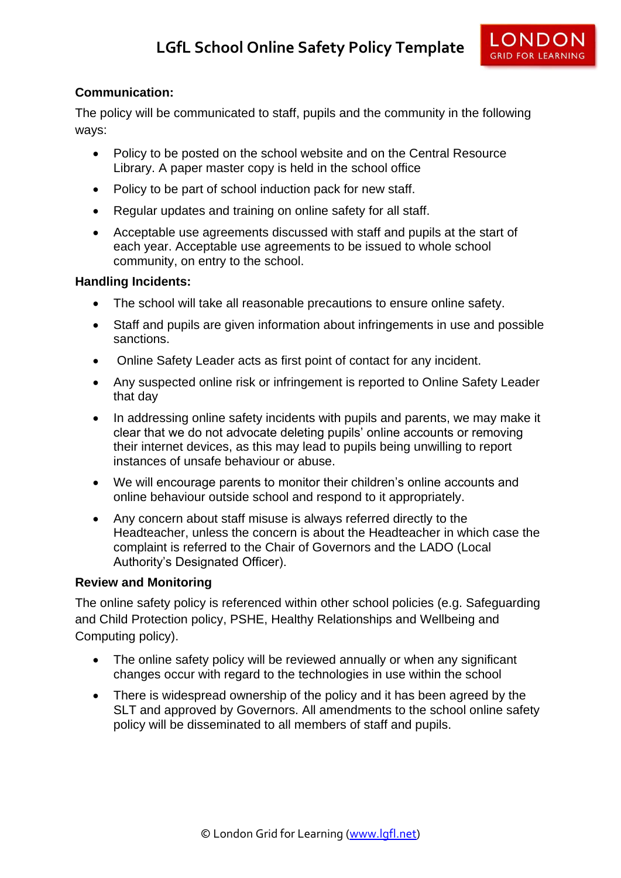**Communication:**

The policy will be communicated to staff, pupils and the community in the following ways:

- Policy to be posted on the school website and on the Central Resource Library. A paper master copy is held in the school office
- Policy to be part of school induction pack for new staff.
- Regular updates and training on online safety for all staff.
- Acceptable use agreements discussed with staff and pupils at the start of each year. Acceptable use agreements to be issued to whole school community, on entry to the school.

**Handling Incidents:**

- The school will take all reasonable precautions to ensure online safety.
- Staff and pupils are given information about infringements in use and possible sanctions.
- Online Safety Leader acts as first point of contact for any incident.
- Any suspected online risk or infringement is reported to Online Safety Leader that day
- In addressing online safety incidents with pupils and parents, we may make it clear that we do not advocate deleting pupils' online accounts or removing their internet devices, as this may lead to pupils being unwilling to report instances of unsafe behaviour or abuse.
- We will encourage parents to monitor their children's online accounts and online behaviour outside school and respond to it appropriately.
- Any concern about staff misuse is always referred directly to the Headteacher, unless the concern is about the Headteacher in which case the complaint is referred to the Chair of Governors and the LADO (Local Authority's Designated Officer).

**Review and Monitoring**

The online safety policy is referenced within other school policies (e.g. Safeguarding and Child Protection policy, PSHE, Healthy Relationships and Wellbeing and Computing policy).

- The online safety policy will be reviewed annually or when any significant changes occur with regard to the technologies in use within the school
- There is widespread ownership of the policy and it has been agreed by the SLT and approved by Governors. All amendments to the school online safety policy will be disseminated to all members of staff and pupils.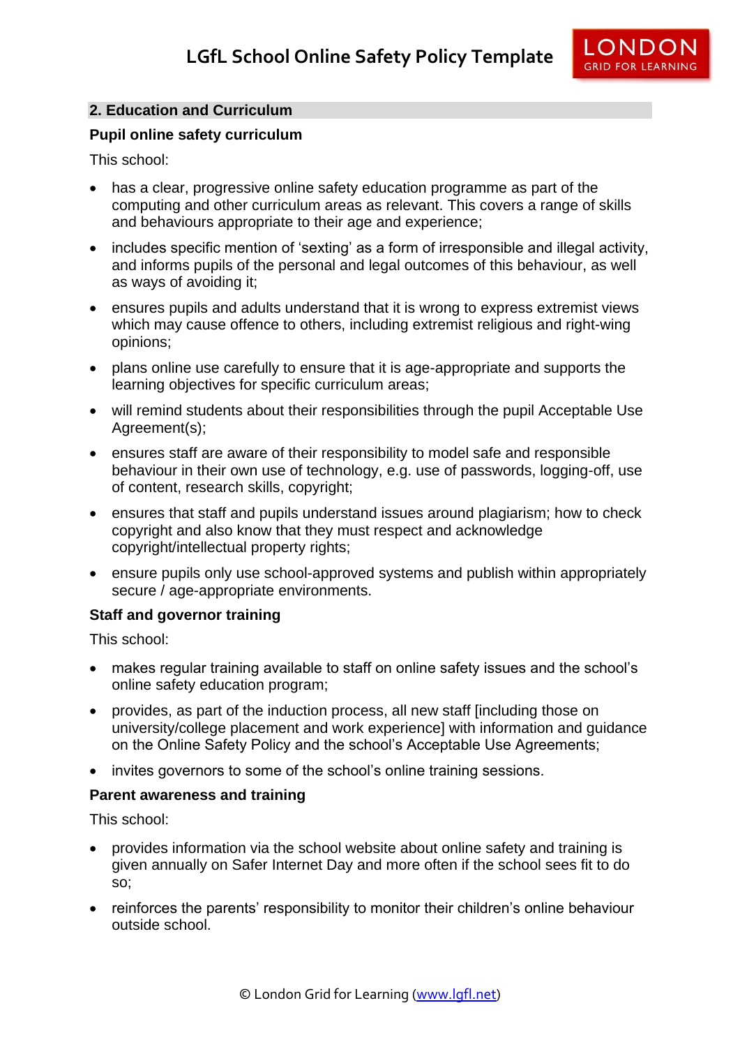## 2. Education and Curriculum

### Pupil online safety curriculum

This school:

- has a clear, progressive online safety education programme as part of the computing and other curriculum areas as relevant. This covers a range of skills and behaviours appropriate to their age and experience;
- includes specific mention of 'sexting' as a form of irresponsible and illegal activity, and informs pupils of the personal and legal outcomes of this behaviour, as well as ways of avoiding it;
- ensures pupils and adults understand that it is wrong to express extremist views which may cause offence to others, including extremist religious and right-wing opinions;
- plans online use carefully to ensure that it is age-appropriate and supports the learning objectives for specific curriculum areas;
- will remind students about their responsibilities through the pupil Acceptable Use Agreement(s);
- ensures staff are aware of their responsibility to model safe and responsible behaviour in their own use of technology, e.g. use of passwords, logging-off, use of content, research skills, copyright;
- ensures that staff and pupils understand issues around plagiarism; how to check copyright and also know that they must respect and acknowledge copyright/intellectual property rights;
- ensure pupils only use school-approved systems and publish within appropriately secure / age-appropriate environments.

### Staff and governor training

This school:

- makes regular training available to staff on online safety issues and the school's online safety education program;
- provides, as part of the induction process, all new staff [including those on university/college placement and work experience] with information and guidance on the Online Safety Policy and the school's Acceptable Use Agreements;
- invites governors to some of the school's online training sessions.

### Parent awareness and training

This school:

- provides information via the school website about online safety and training is given annually on Safer Internet Day and more often if the school sees fit to do so;
- reinforces the parents' responsibility to monitor their children's online behaviour outside school.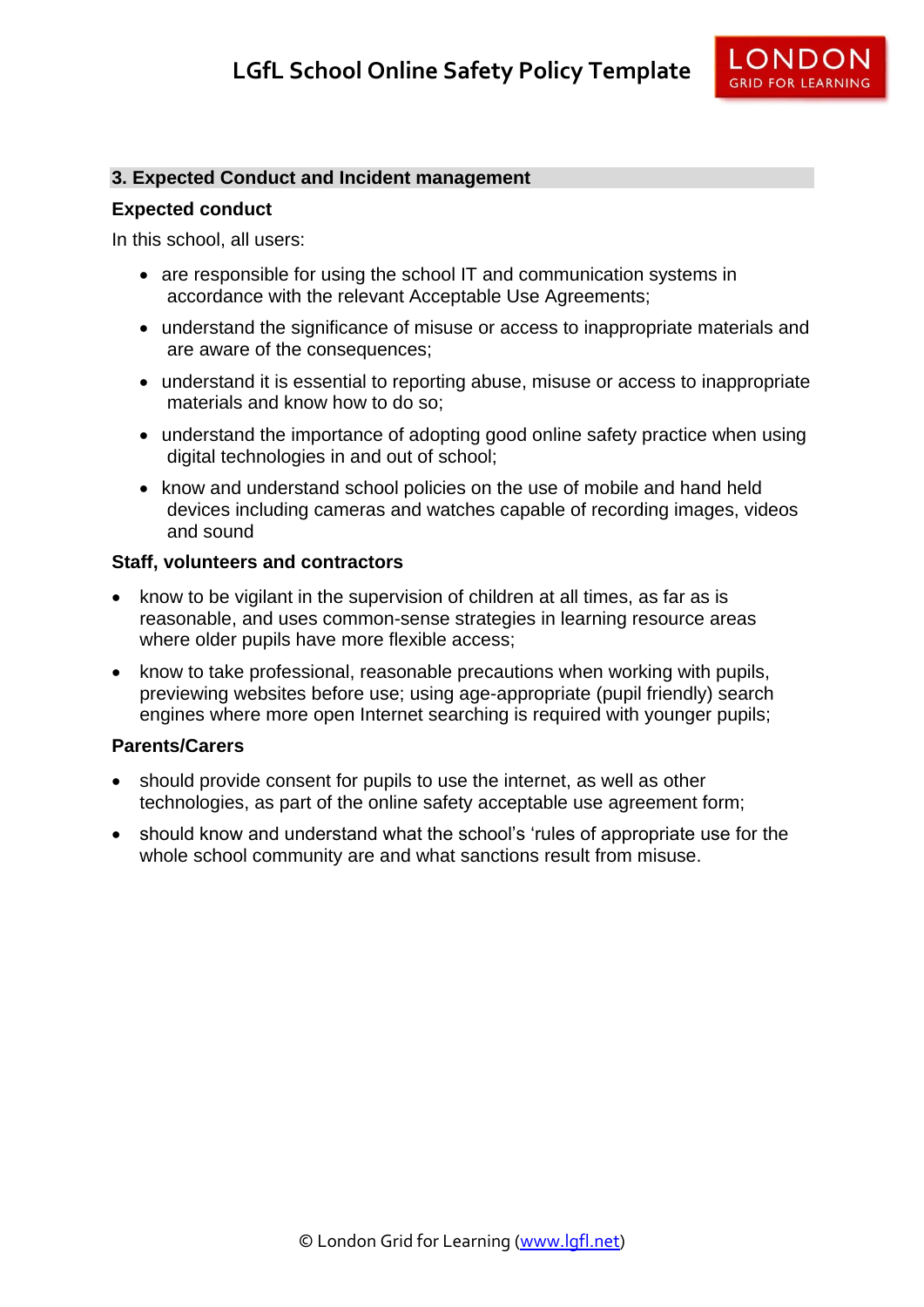## 3. Expected Conduct and Incident management

### Expected conduct

In this school, all users:

- are responsible for using the school IT and communication systems in accordance with the relevant Acceptable Use Agreements;
- understand the significance of misuse or access to inappropriate materials and are aware of the consequences;
- understand it is essential to reporting abuse, misuse or access to inappropriate materials and know how to do so;
- understand the importance of adopting good online safety practice when using digital technologies in and out of school;
- know and understand school policies on the use of mobile and hand held devices including cameras and watches capable of recording images, videos and sound

### Staff, volunteers and contractors

- know to be vigilant in the supervision of children at all times, as far as is reasonable, and uses common-sense strategies in learning resource areas where older pupils have more flexible access;
- know to take professional, reasonable precautions when working with pupils, previewing websites before use; using age-appropriate (pupil friendly) search engines where more open Internet searching is required with younger pupils;

### Parents/Carers

- should provide consent for pupils to use the internet, as well as other technologies, as part of the online safety acceptable use agreement form;
- should know and understand what the school's 'rules of appropriate use for the whole school community are and what sanctions result from misuse.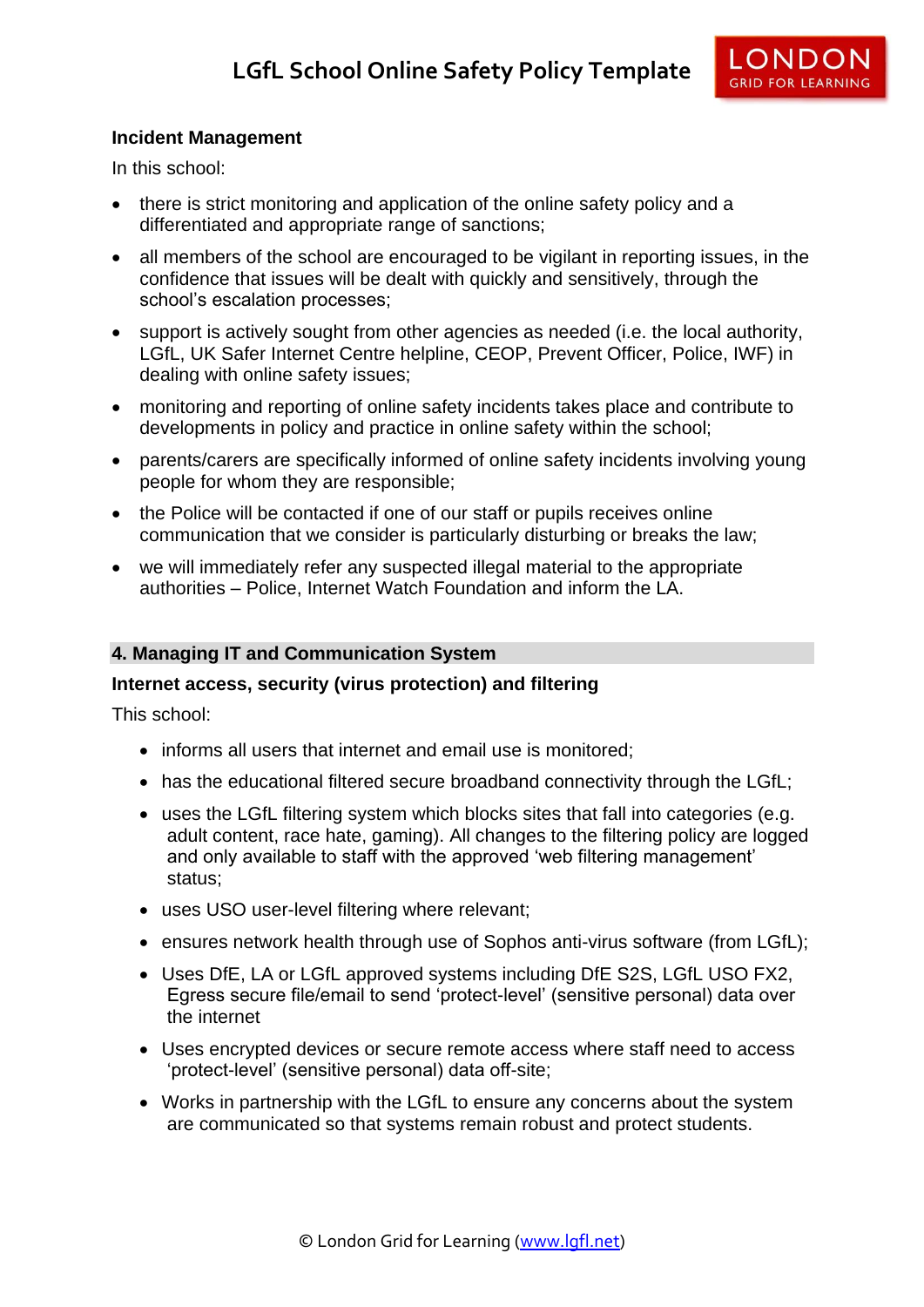**Incident Management**

In this school:

- there is strict monitoring and application of the online safety policy and a differentiated and appropriate range of sanctions;
- all members of the school are encouraged to be vigilant in reporting issues, in the confidence that issues will be dealt with quickly and sensitively, through the school's escalation processes;
- support is actively sought from other agencies as needed (i.e. the local authority, LGfL, UK Safer Internet Centre helpline, CEOP, Prevent Officer, Police, IWF) in dealing with online safety issues;
- monitoring and reporting of online safety incidents takes place and contribute to developments in policy and practice in online safety within the school;
- parents/carers are specifically informed of online safety incidents involving young people for whom they are responsible;
- the Police will be contacted if one of our staff or pupils receives online communication that we consider is particularly disturbing or breaks the law;
- we will immediately refer any suspected illegal material to the appropriate authorities – Police, Internet Watch Foundation and inform the LA.

## 4. Managing IT and Communication System

**Internet access, security (virus protection) and filtering**

This school:

- informs all users that internet and email use is monitored;
- has the educational filtered secure broadband connectivity through the LGfL;
- uses the LGfL filtering system which blocks sites that fall into categories (e.g. adult content, race hate, gaming). All changes to the filtering policy are logged and only available to staff with the approved 'web filtering management' status;
- uses USO user-level filtering where relevant;
- ensures network health through use of Sophos anti-virus software (from LGfL);
- Uses DfE, LA or LGfL approved systems including DfE S2S, LGfL USO FX2, Egress secure file/email to send 'protect-level' (sensitive personal) data over the internet
- Uses encrypted devices or secure remote access where staff need to access 'protect-level' (sensitive personal) data off-site;
- Works in partnership with the LGfL to ensure any concerns about the system are communicated so that systems remain robust and protect students.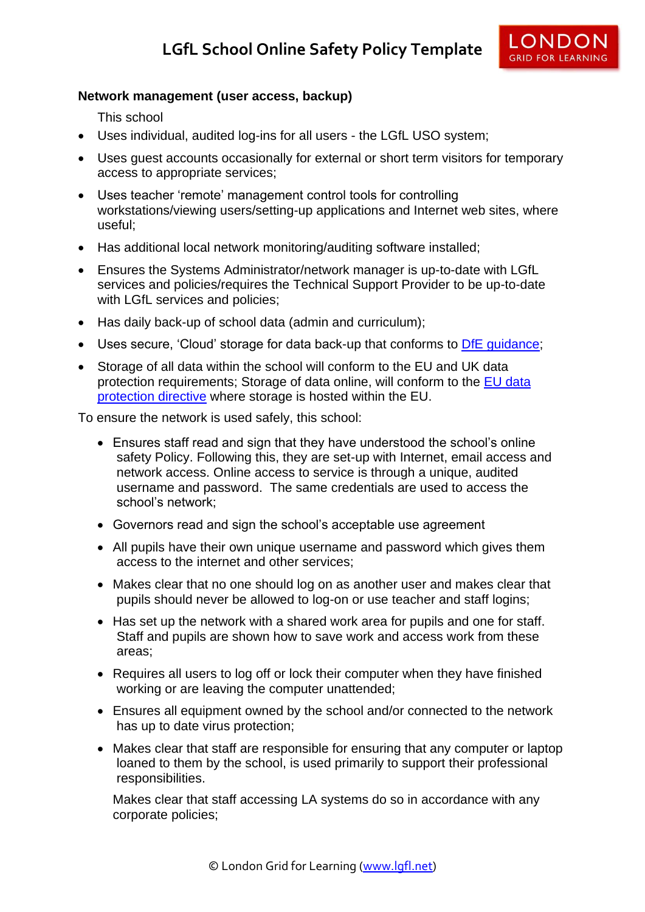**Network management (user access, backup)**

This school

- Uses individual, audited log-ins for all users - the LGfL USO system;
- Uses guest accounts occasionally for external or short term visitors for temporary access to appropriate services;
- Uses teacher 'remote' management control tools for controlling workstations/viewing users/setting-up applications and Internet web sites, where useful;
- Has additional local network monitoring/auditing software installed;
- Ensures the Systems Administrator/network manager is up-to-date with LGfL services and policies/requires the Technical Support Provider to be up-to-date with LGfL services and policies;
- Has daily back-up of school data (admin and curriculum);
- Uses secure, 'Cloud' storage for data back-up that conforms to DfE guidance;
- Storage of all data within the school will conform to the EU and UK data protection requirements; Storage of data online, will conform to the EU data protection directive where storage is hosted within the EU.

To ensure the network is used safely, this school:

- Ensures staff read and sign that they have understood the school's online safety Policy. Following this, they are set-up with Internet, email access and network access. Online access to service is through a unique, audited username and password. The same credentials are used to access the school's network;
- Governors read and sign the school's acceptable use agreement
- All pupils have their own unique username and password which gives them access to the internet and other services;
- Makes clear that no one should log on as another user and makes clear that pupils should never be allowed to log-on or use teacher and staff logins;
- Has set up the network with a shared work area for pupils and one for staff. Staff and pupils are shown how to save work and access work from these areas;
- Requires all users to log off or lock their computer when they have finished working or are leaving the computer unattended;
- Ensures all equipment owned by the school and/or connected to the network has up to date virus protection;
- Makes clear that staff are responsible for ensuring that any computer or laptop loaned to them by the school, is used primarily to support their professional responsibilities.

  Makes clear that staff accessing LA systems do so in accordance with any corporate policies;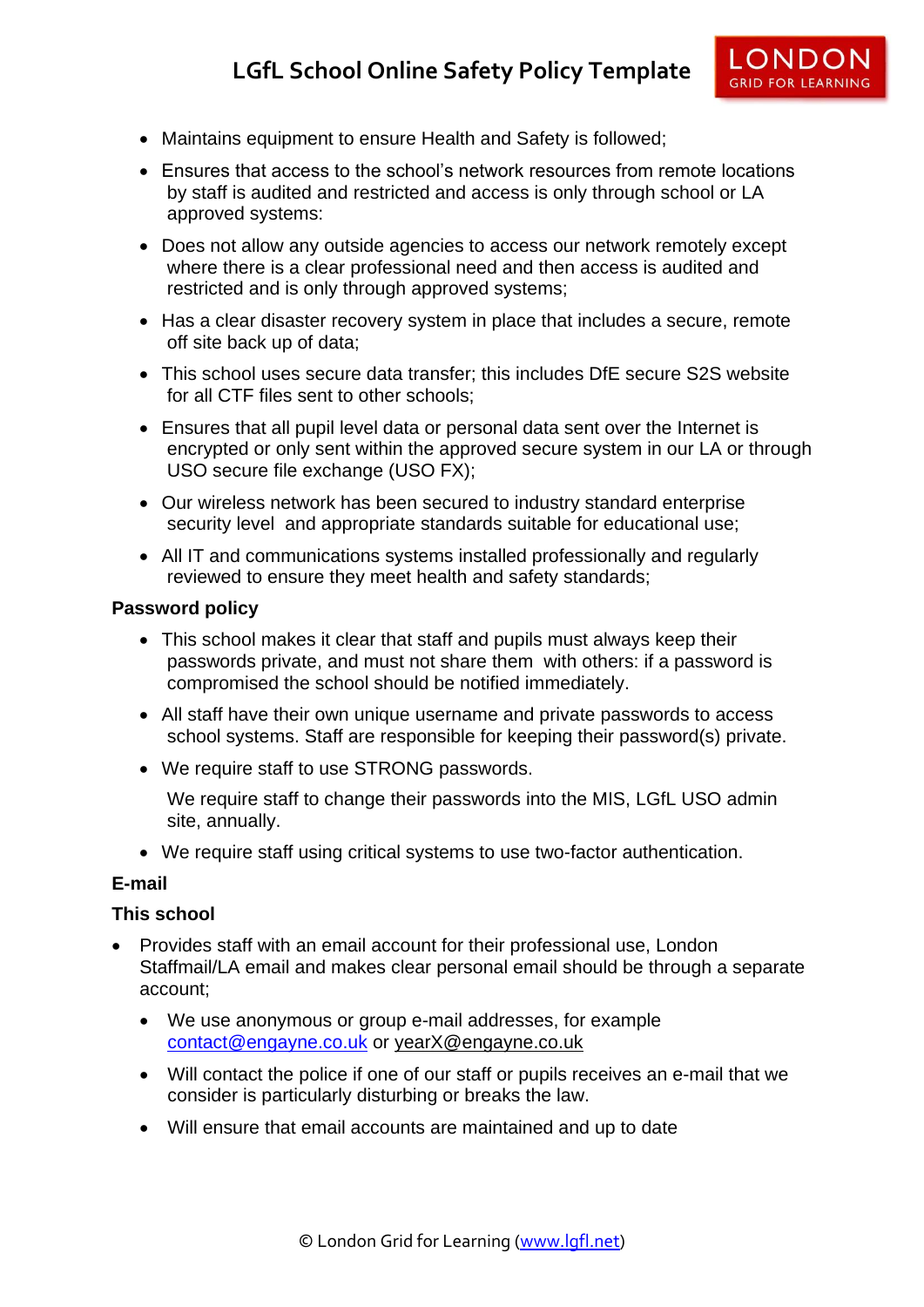- Maintains equipment to ensure Health and Safety is followed;
- Ensures that access to the school's network resources from remote locations by staff is audited and restricted and access is only through school or LA approved systems:
- Does not allow any outside agencies to access our network remotely except where there is a clear professional need and then access is audited and restricted and is only through approved systems;
- Has a clear disaster recovery system in place that includes a secure, remote off site back up of data;
- This school uses secure data transfer; this includes DfE secure S2S website for all CTF files sent to other schools;
- Ensures that all pupil level data or personal data sent over the Internet is encrypted or only sent within the approved secure system in our LA or through USO secure file exchange (USO FX);
- Our wireless network has been secured to industry standard enterprise security level and appropriate standards suitable for educational use;
- All IT and communications systems installed professionally and regularly reviewed to ensure they meet health and safety standards;

**Password policy**

- This school makes it clear that staff and pupils must always keep their passwords private, and must not share them with others: if a password is compromised the school should be notified immediately.
- All staff have their own unique username and private passwords to access school systems. Staff are responsible for keeping their password(s) private.
- We require staff to use STRONG passwords.

  We require staff to change their passwords into the MIS, LGfL USO admin site, annually.
- We require staff using critical systems to use two-factor authentication.

**E-mail**

**This school**

- Provides staff with an email account for their professional use, London Staffmail/LA email and makes clear personal email should be through a separate account;
  - We use anonymous or group e-mail addresses, for example contact@engayne.co.uk or yearX@engayne.co.uk
  - Will contact the police if one of our staff or pupils receives an e-mail that we consider is particularly disturbing or breaks the law.
  - Will ensure that email accounts are maintained and up to date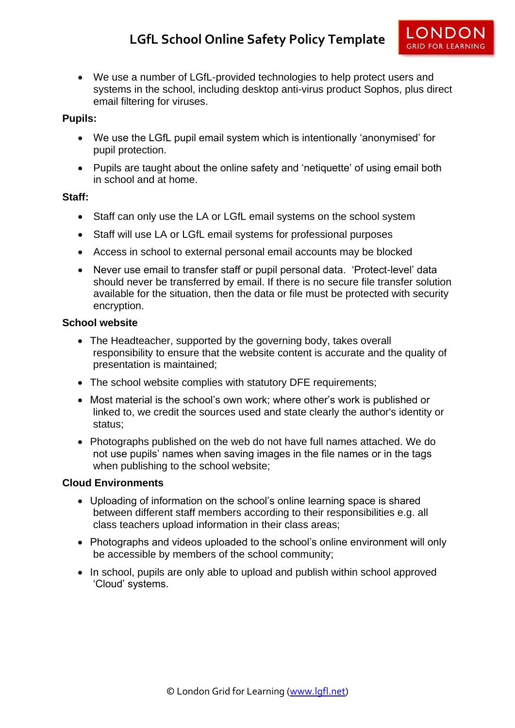- We use a number of LGfL-provided technologies to help protect users and systems in the school, including desktop anti-virus product Sophos, plus direct email filtering for viruses.

**Pupils:**

- We use the LGfL pupil email system which is intentionally 'anonymised' for pupil protection.
- Pupils are taught about the online safety and 'netiquette' of using email both in school and at home.

**Staff:**

- Staff can only use the LA or LGfL email systems on the school system
- Staff will use LA or LGfL email systems for professional purposes
- Access in school to external personal email accounts may be blocked
- Never use email to transfer staff or pupil personal data. 'Protect-level' data should never be transferred by email. If there is no secure file transfer solution available for the situation, then the data or file must be protected with security encryption.

**School website**

- The Headteacher, supported by the governing body, takes overall responsibility to ensure that the website content is accurate and the quality of presentation is maintained;
- The school website complies with statutory DFE requirements;
- Most material is the school's own work; where other's work is published or linked to, we credit the sources used and state clearly the author's identity or status;
- Photographs published on the web do not have full names attached. We do not use pupils' names when saving images in the file names or in the tags when publishing to the school website;

**Cloud Environments**

- Uploading of information on the school's online learning space is shared between different staff members according to their responsibilities e.g. all class teachers upload information in their class areas;
- Photographs and videos uploaded to the school's online environment will only be accessible by members of the school community;
- In school, pupils are only able to upload and publish within school approved 'Cloud' systems.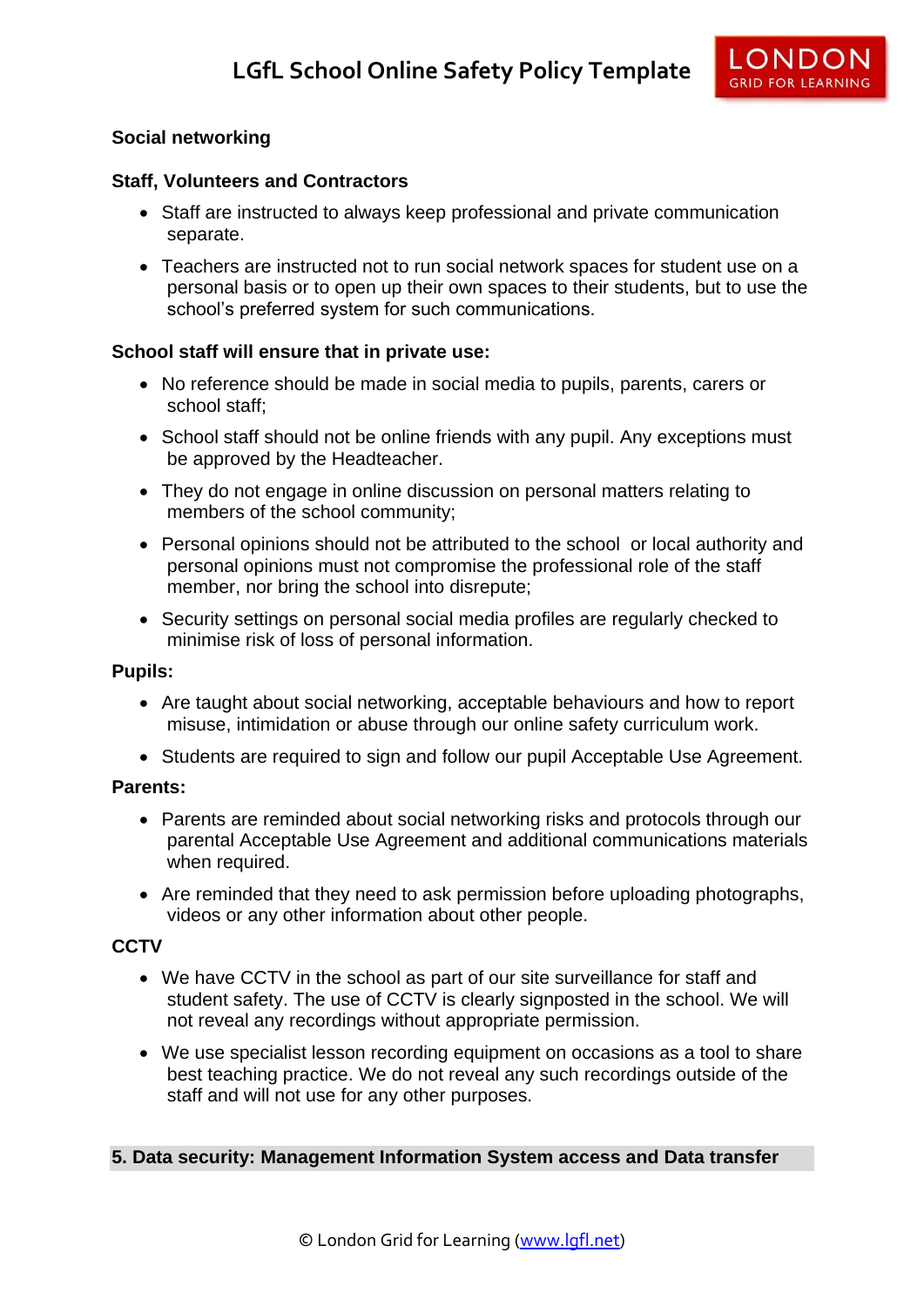**Social networking**

**Staff, Volunteers and Contractors**

- Staff are instructed to always keep professional and private communication separate.
- Teachers are instructed not to run social network spaces for student use on a personal basis or to open up their own spaces to their students, but to use the school's preferred system for such communications.

**School staff will ensure that in private use:**

- No reference should be made in social media to pupils, parents, carers or school staff;
- School staff should not be online friends with any pupil. Any exceptions must be approved by the Headteacher.
- They do not engage in online discussion on personal matters relating to members of the school community;
- Personal opinions should not be attributed to the school or local authority and personal opinions must not compromise the professional role of the staff member, nor bring the school into disrepute;
- Security settings on personal social media profiles are regularly checked to minimise risk of loss of personal information.

**Pupils:**

- Are taught about social networking, acceptable behaviours and how to report misuse, intimidation or abuse through our online safety curriculum work.
- Students are required to sign and follow our pupil Acceptable Use Agreement.

**Parents:**

- Parents are reminded about social networking risks and protocols through our parental Acceptable Use Agreement and additional communications materials when required.
- Are reminded that they need to ask permission before uploading photographs, videos or any other information about other people.

**CCTV**

- We have CCTV in the school as part of our site surveillance for staff and student safety. The use of CCTV is clearly signposted in the school. We will not reveal any recordings without appropriate permission.
- We use specialist lesson recording equipment on occasions as a tool to share best teaching practice. We do not reveal any such recordings outside of the staff and will not use for any other purposes.

## 5. Data security: Management Information System access and Data transfer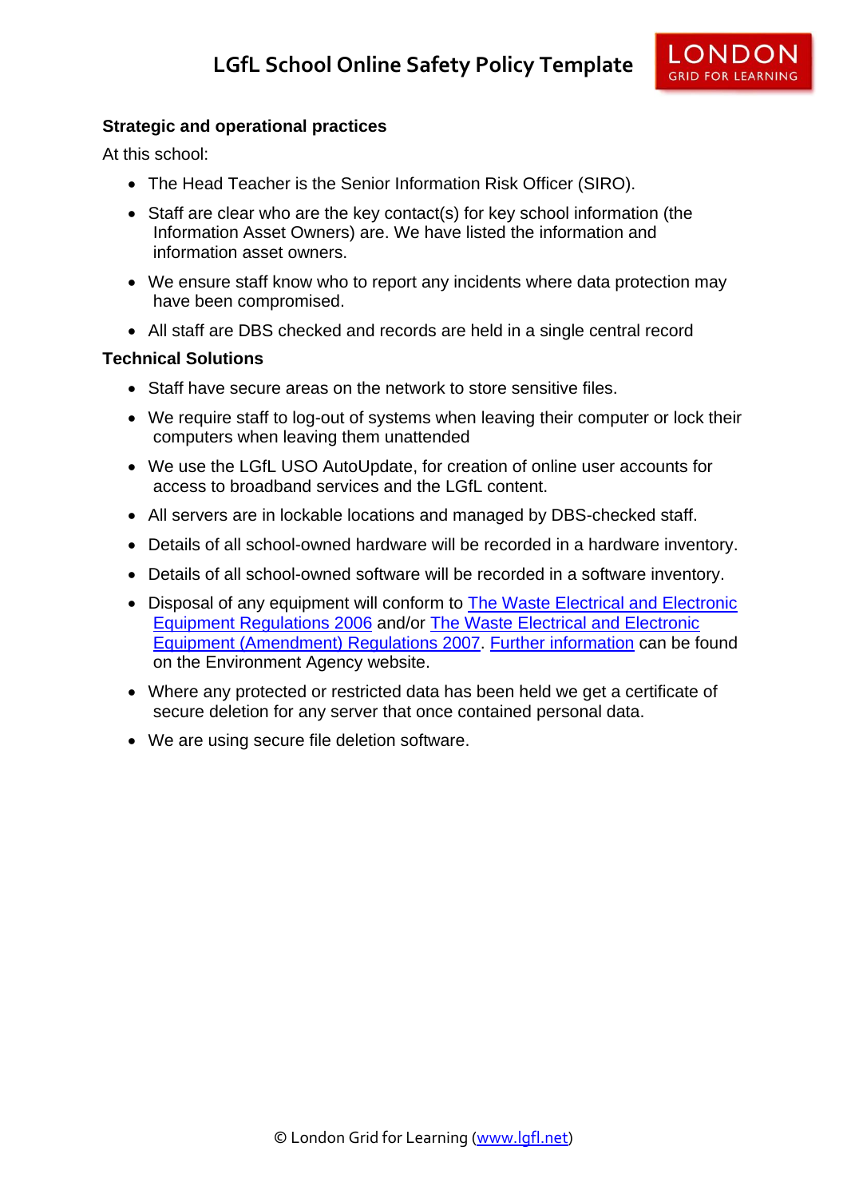### Strategic and operational practices

At this school:

- The Head Teacher is the Senior Information Risk Officer (SIRO).
- Staff are clear who are the key contact(s) for key school information (the Information Asset Owners) are. We have listed the information and information asset owners.
- We ensure staff know who to report any incidents where data protection may have been compromised.
- All staff are DBS checked and records are held in a single central record

### Technical Solutions

- Staff have secure areas on the network to store sensitive files.
- We require staff to log-out of systems when leaving their computer or lock their computers when leaving them unattended
- We use the LGfL USO AutoUpdate, for creation of online user accounts for access to broadband services and the LGfL content.
- All servers are in lockable locations and managed by DBS-checked staff.
- Details of all school-owned hardware will be recorded in a hardware inventory.
- Details of all school-owned software will be recorded in a software inventory.
- Disposal of any equipment will conform to The Waste Electrical and Electronic Equipment Regulations 2006 and/or The Waste Electrical and Electronic Equipment (Amendment) Regulations 2007. Further information can be found on the Environment Agency website.
- Where any protected or restricted data has been held we get a certificate of secure deletion for any server that once contained personal data.
- We are using secure file deletion software.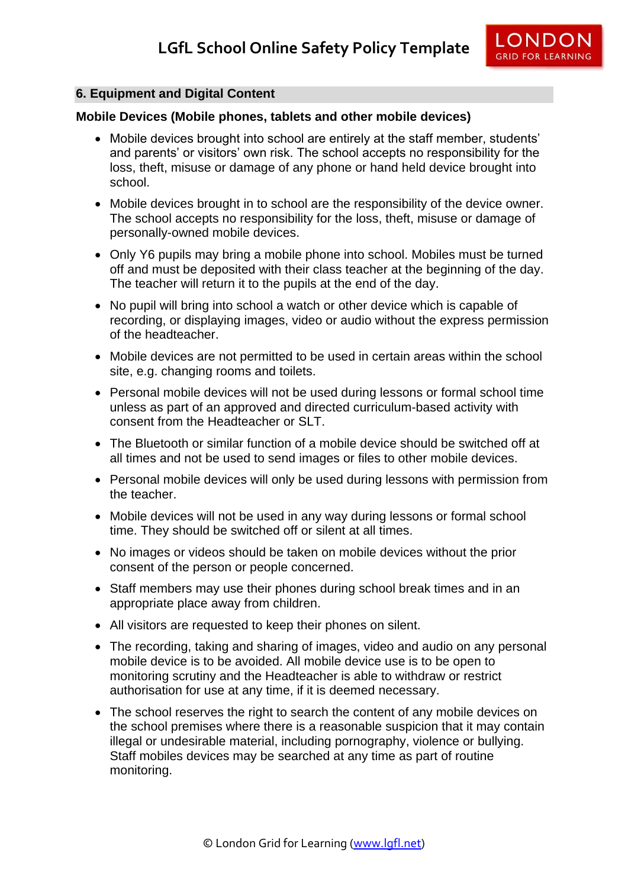## 6. Equipment and Digital Content

**Mobile Devices (Mobile phones, tablets and other mobile devices)**

- Mobile devices brought into school are entirely at the staff member, students' and parents' or visitors' own risk. The school accepts no responsibility for the loss, theft, misuse or damage of any phone or hand held device brought into school.
- Mobile devices brought in to school are the responsibility of the device owner. The school accepts no responsibility for the loss, theft, misuse or damage of personally-owned mobile devices.
- Only Y6 pupils may bring a mobile phone into school. Mobiles must be turned off and must be deposited with their class teacher at the beginning of the day. The teacher will return it to the pupils at the end of the day.
- No pupil will bring into school a watch or other device which is capable of recording, or displaying images, video or audio without the express permission of the headteacher.
- Mobile devices are not permitted to be used in certain areas within the school site, e.g. changing rooms and toilets.
- Personal mobile devices will not be used during lessons or formal school time unless as part of an approved and directed curriculum-based activity with consent from the Headteacher or SLT.
- The Bluetooth or similar function of a mobile device should be switched off at all times and not be used to send images or files to other mobile devices.
- Personal mobile devices will only be used during lessons with permission from the teacher.
- Mobile devices will not be used in any way during lessons or formal school time. They should be switched off or silent at all times.
- No images or videos should be taken on mobile devices without the prior consent of the person or people concerned.
- Staff members may use their phones during school break times and in an appropriate place away from children.
- All visitors are requested to keep their phones on silent.
- The recording, taking and sharing of images, video and audio on any personal mobile device is to be avoided. All mobile device use is to be open to monitoring scrutiny and the Headteacher is able to withdraw or restrict authorisation for use at any time, if it is deemed necessary.
- The school reserves the right to search the content of any mobile devices on the school premises where there is a reasonable suspicion that it may contain illegal or undesirable material, including pornography, violence or bullying. Staff mobiles devices may be searched at any time as part of routine monitoring.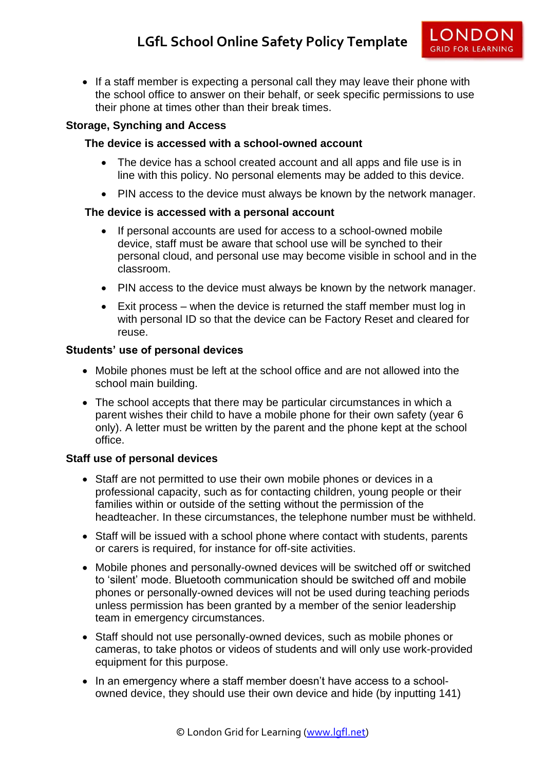- If a staff member is expecting a personal call they may leave their phone with the school office to answer on their behalf, or seek specific permissions to use their phone at times other than their break times.

**Storage, Synching and Access**

**The device is accessed with a school-owned account**

- The device has a school created account and all apps and file use is in line with this policy. No personal elements may be added to this device.
- PIN access to the device must always be known by the network manager.

**The device is accessed with a personal account**

- If personal accounts are used for access to a school-owned mobile device, staff must be aware that school use will be synched to their personal cloud, and personal use may become visible in school and in the classroom.
- PIN access to the device must always be known by the network manager.
- Exit process – when the device is returned the staff member must log in with personal ID so that the device can be Factory Reset and cleared for reuse.

**Students' use of personal devices**

- Mobile phones must be left at the school office and are not allowed into the school main building.
- The school accepts that there may be particular circumstances in which a parent wishes their child to have a mobile phone for their own safety (year 6 only). A letter must be written by the parent and the phone kept at the school office.

**Staff use of personal devices**

- Staff are not permitted to use their own mobile phones or devices in a professional capacity, such as for contacting children, young people or their families within or outside of the setting without the permission of the headteacher. In these circumstances, the telephone number must be withheld.
- Staff will be issued with a school phone where contact with students, parents or carers is required, for instance for off-site activities.
- Mobile phones and personally-owned devices will be switched off or switched to 'silent' mode. Bluetooth communication should be switched off and mobile phones or personally-owned devices will not be used during teaching periods unless permission has been granted by a member of the senior leadership team in emergency circumstances.
- Staff should not use personally-owned devices, such as mobile phones or cameras, to take photos or videos of students and will only use work-provided equipment for this purpose.
- In an emergency where a staff member doesn't have access to a school-owned device, they should use their own device and hide (by inputting 141)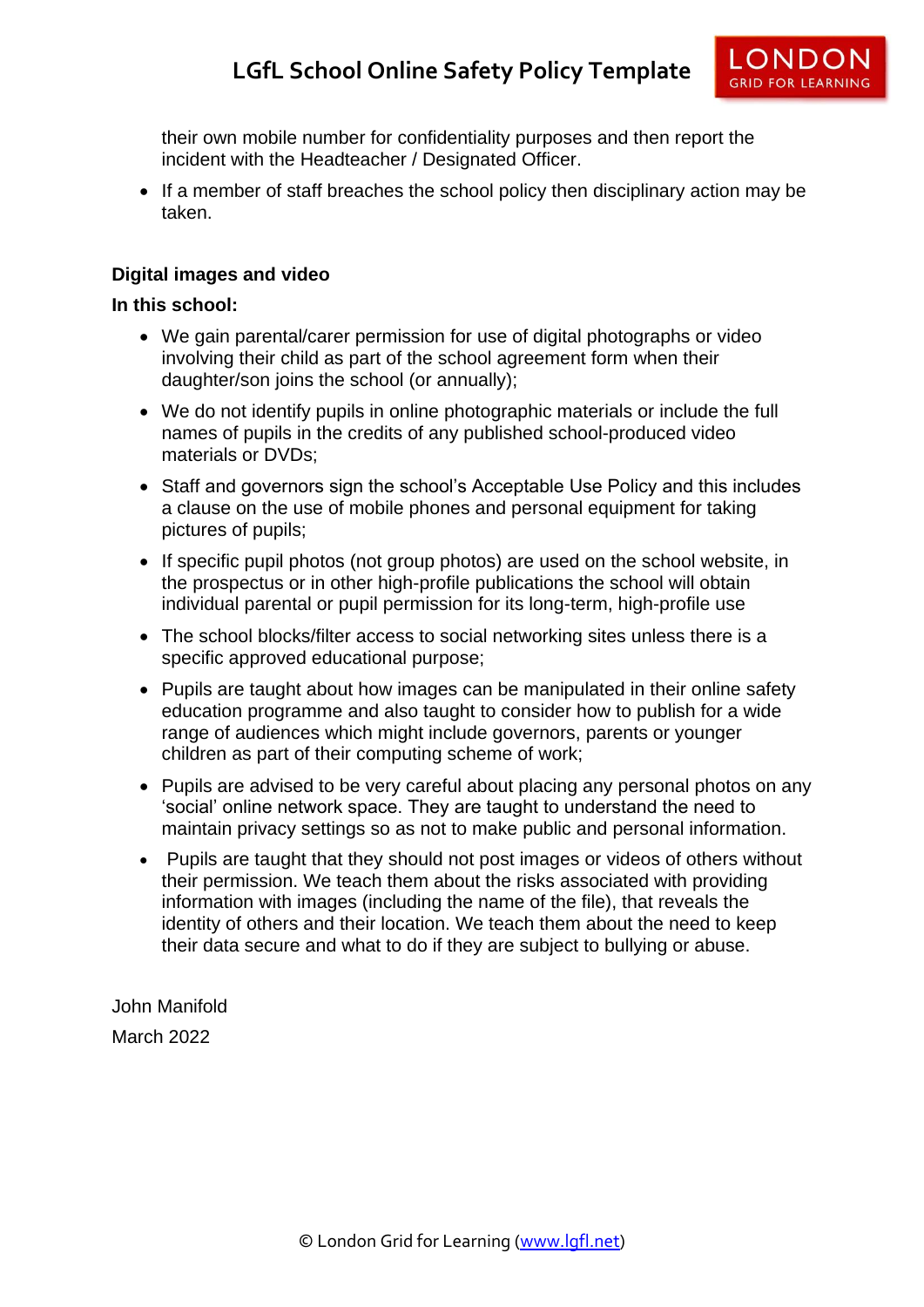their own mobile number for confidentiality purposes and then report the incident with the Headteacher / Designated Officer.

- If a member of staff breaches the school policy then disciplinary action may be taken.

**Digital images and video**

**In this school:**

- We gain parental/carer permission for use of digital photographs or video involving their child as part of the school agreement form when their daughter/son joins the school (or annually);
- We do not identify pupils in online photographic materials or include the full names of pupils in the credits of any published school-produced video materials or DVDs;
- Staff and governors sign the school's Acceptable Use Policy and this includes a clause on the use of mobile phones and personal equipment for taking pictures of pupils;
- If specific pupil photos (not group photos) are used on the school website, in the prospectus or in other high-profile publications the school will obtain individual parental or pupil permission for its long-term, high-profile use
- The school blocks/filter access to social networking sites unless there is a specific approved educational purpose;
- Pupils are taught about how images can be manipulated in their online safety education programme and also taught to consider how to publish for a wide range of audiences which might include governors, parents or younger children as part of their computing scheme of work;
- Pupils are advised to be very careful about placing any personal photos on any 'social' online network space. They are taught to understand the need to maintain privacy settings so as not to make public and personal information.
- Pupils are taught that they should not post images or videos of others without their permission. We teach them about the risks associated with providing information with images (including the name of the file), that reveals the identity of others and their location. We teach them about the need to keep their data secure and what to do if they are subject to bullying or abuse.

John Manifold

March 2022